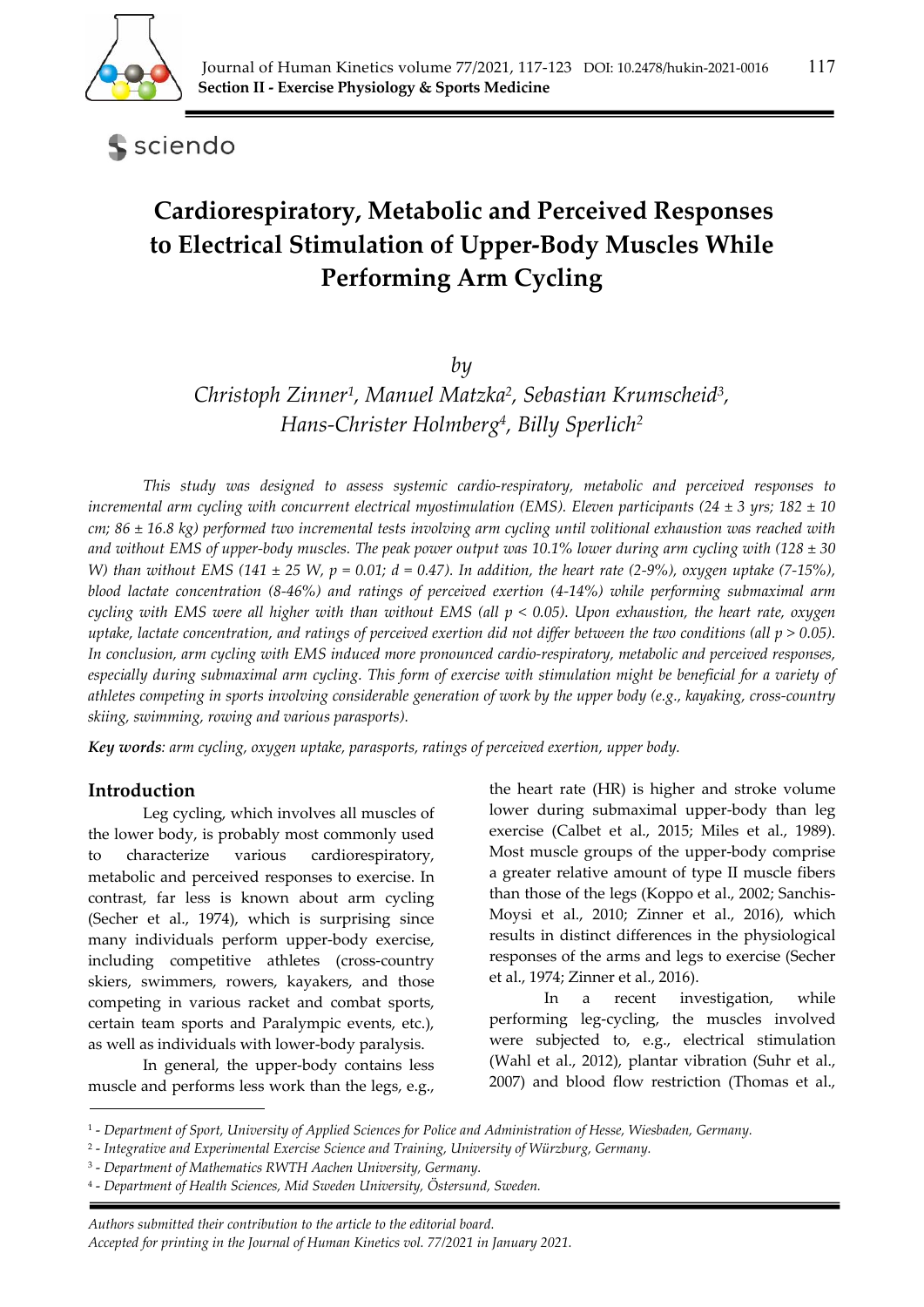# Cardiorespiratory, Metabolic and Perceived Responses to Electrical Stimulation of Upper-Body Muscles While Performing Arm Cycling

by

*Christoph Zinner[1], Manuel Matzka[2], Sebastian Krumscheid[3], Hans-Christer Holmberg[4], Billy Sperlich[2]*

*This study was designed to assess systemic cardio-respiratory, metabolic and perceived responses to incremental arm cycling with concurrent electrical myostimulation (EMS). Eleven participants (24 ± 3 yrs; 182 ± 10 cm; 86 ± 16.8 kg) performed two incremental tests involving arm cycling until volitional exhaustion was reached with and without EMS of upper-body muscles. The peak power output was 10.1% lower during arm cycling with (128 ± 30 W) than without EMS (141 ± 25 W, $p = 0.01$; $d = 0.47$). In addition, the heart rate (2-9%), oxygen uptake (7-15%), blood lactate concentration (8-46%) and ratings of perceived exertion (4-14%) while performing submaximal arm cycling with EMS were all higher with than without EMS (all $p < 0.05$). Upon exhaustion, the heart rate, oxygen uptake, lactate concentration, and ratings of perceived exertion did not differ between the two conditions (all $p > 0.05$). In conclusion, arm cycling with EMS induced more pronounced cardio-respiratory, metabolic and perceived responses, especially during submaximal arm cycling. This form of exercise with stimulation might be beneficial for a variety of athletes competing in sports involving considerable generation of work by the upper body (e.g., kayaking, cross-country skiing, swimming, rowing and various parasports).*

***Key words**: arm cycling, oxygen uptake, parasports, ratings of perceived exertion, upper body.*

## Introduction

Leg cycling, which involves all muscles of the lower body, is probably most commonly used to characterize various cardiorespiratory, metabolic and perceived responses to exercise. In contrast, far less is known about arm cycling (Secher et al., 1974), which is surprising since many individuals perform upper-body exercise, including competitive athletes (cross-country skiers, swimmers, rowers, kayakers, and those competing in various racket and combat sports, certain team sports and Paralympic events, etc.), as well as individuals with lower-body paralysis.

In general, the upper-body contains less muscle and performs less work than the legs, e.g., the heart rate (HR) is higher and stroke volume lower during submaximal upper-body than leg exercise (Calbet et al., 2015; Miles et al., 1989). Most muscle groups of the upper-body comprise a greater relative amount of type II muscle fibers than those of the legs (Koppo et al., 2002; Sanchis-Moysi et al., 2010; Zinner et al., 2016), which results in distinct differences in the physiological responses of the arms and legs to exercise (Secher et al., 1974; Zinner et al., 2016).

In a recent investigation, while performing leg-cycling, the muscles involved were subjected to, e.g., electrical stimulation (Wahl et al., 2012), plantar vibration (Suhr et al., 2007) and blood flow restriction (Thomas et al.,

[1] - *Department of Sport, University of Applied Sciences for Police and Administration of Hesse, Wiesbaden, Germany.*
[2] - *Integrative and Experimental Exercise Science and Training, University of Würzburg, Germany.*
[3] - *Department of Mathematics RWTH Aachen University, Germany.*
[4] - *Department of Health Sciences, Mid Sweden University, Östersund, Sweden.*

*Authors submitted their contribution to the article to the editorial board.*
*Accepted for printing in the Journal of Human Kinetics vol. 77/2021 in January 2021.*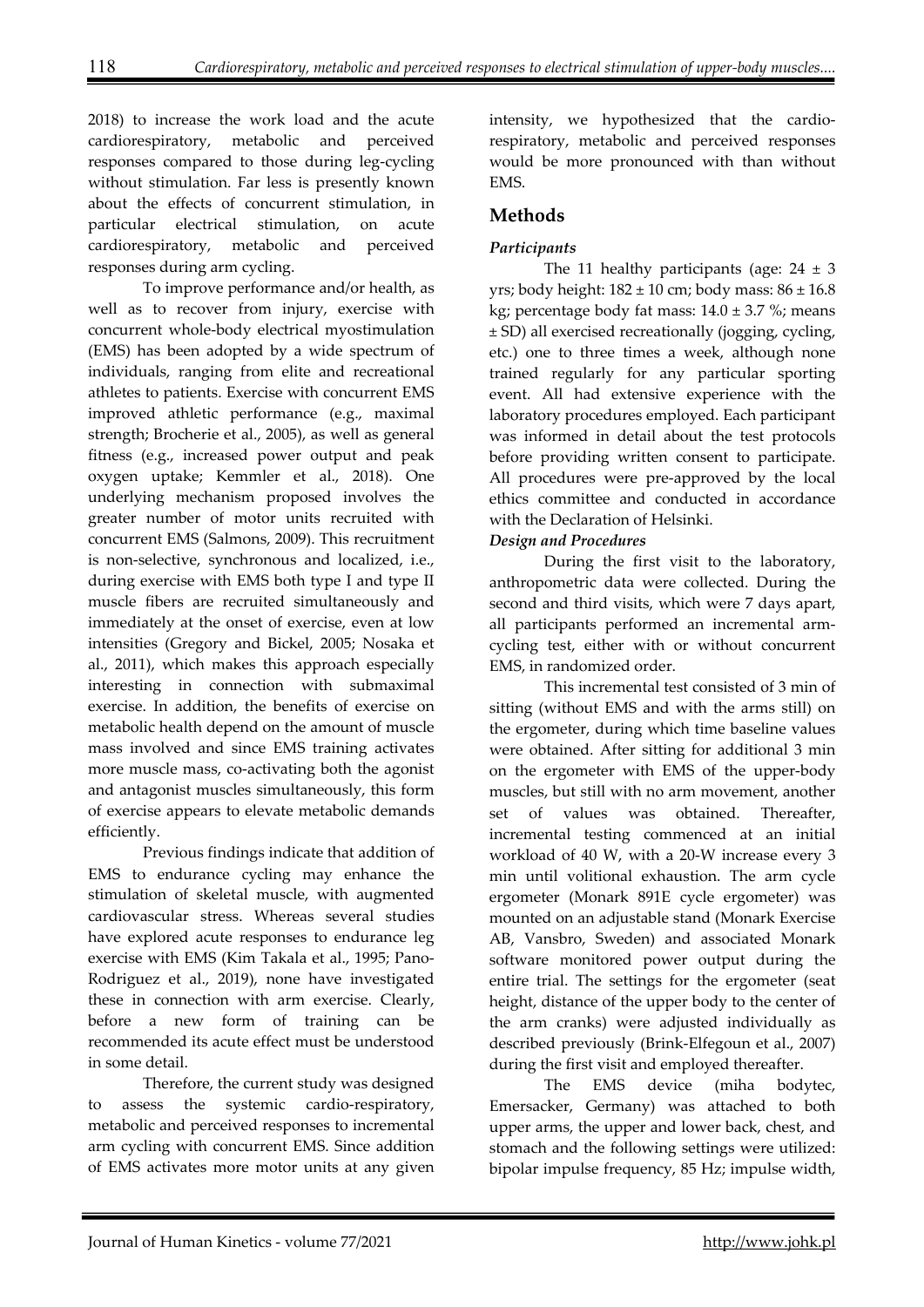2018) to increase the work load and the acute cardiorespiratory, metabolic and perceived responses compared to those during leg-cycling without stimulation. Far less is presently known about the effects of concurrent stimulation, in particular electrical stimulation, on acute cardiorespiratory, metabolic and perceived responses during arm cycling.

To improve performance and/or health, as well as to recover from injury, exercise with concurrent whole-body electrical myostimulation (EMS) has been adopted by a wide spectrum of individuals, ranging from elite and recreational athletes to patients. Exercise with concurrent EMS improved athletic performance (e.g., maximal strength; Brocherie et al., 2005), as well as general fitness (e.g., increased power output and peak oxygen uptake; Kemmler et al., 2018). One underlying mechanism proposed involves the greater number of motor units recruited with concurrent EMS (Salmons, 2009). This recruitment is non-selective, synchronous and localized, i.e., during exercise with EMS both type I and type II muscle fibers are recruited simultaneously and immediately at the onset of exercise, even at low intensities (Gregory and Bickel, 2005; Nosaka et al., 2011), which makes this approach especially interesting in connection with submaximal exercise. In addition, the benefits of exercise on metabolic health depend on the amount of muscle mass involved and since EMS training activates more muscle mass, co-activating both the agonist and antagonist muscles simultaneously, this form of exercise appears to elevate metabolic demands efficiently.

Previous findings indicate that addition of EMS to endurance cycling may enhance the stimulation of skeletal muscle, with augmented cardiovascular stress. Whereas several studies have explored acute responses to endurance leg exercise with EMS (Kim Takala et al., 1995; Pano-Rodriguez et al., 2019), none have investigated these in connection with arm exercise. Clearly, before a new form of training can be recommended its acute effect must be understood in some detail.

Therefore, the current study was designed to assess the systemic cardio-respiratory, metabolic and perceived responses to incremental arm cycling with concurrent EMS. Since addition of EMS activates more motor units at any given intensity, we hypothesized that the cardio-respiratory, metabolic and perceived responses would be more pronounced with than without EMS.

## Methods

### *Participants*

The 11 healthy participants (age: 24 ± 3 yrs; body height: 182 ± 10 cm; body mass: 86 ± 16.8 kg; percentage body fat mass: 14.0 ± 3.7 %; means ± SD) all exercised recreationally (jogging, cycling, etc.) one to three times a week, although none trained regularly for any particular sporting event. All had extensive experience with the laboratory procedures employed. Each participant was informed in detail about the test protocols before providing written consent to participate. All procedures were pre-approved by the local ethics committee and conducted in accordance with the Declaration of Helsinki.

### *Design and Procedures*

During the first visit to the laboratory, anthropometric data were collected. During the second and third visits, which were 7 days apart, all participants performed an incremental arm-cycling test, either with or without concurrent EMS, in randomized order.

This incremental test consisted of 3 min of sitting (without EMS and with the arms still) on the ergometer, during which time baseline values were obtained. After sitting for additional 3 min on the ergometer with EMS of the upper-body muscles, but still with no arm movement, another set of values was obtained. Thereafter, incremental testing commenced at an initial workload of 40 W, with a 20-W increase every 3 min until volitional exhaustion. The arm cycle ergometer (Monark 891E cycle ergometer) was mounted on an adjustable stand (Monark Exercise AB, Vansbro, Sweden) and associated Monark software monitored power output during the entire trial. The settings for the ergometer (seat height, distance of the upper body to the center of the arm cranks) were adjusted individually as described previously (Brink-Elfegoun et al., 2007) during the first visit and employed thereafter.

The EMS device (miha bodytec, Emersacker, Germany) was attached to both upper arms, the upper and lower back, chest, and stomach and the following settings were utilized: bipolar impulse frequency, 85 Hz; impulse width,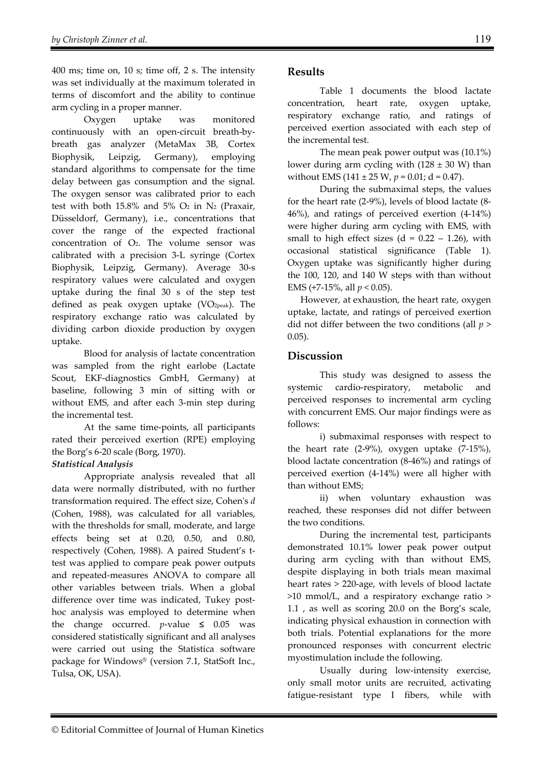400 ms; time on, 10 s; time off, 2 s. The intensity was set individually at the maximum tolerated in terms of discomfort and the ability to continue arm cycling in a proper manner.

Oxygen uptake was monitored continuously with an open-circuit breath-by-breath gas analyzer (MetaMax 3B, Cortex Biophysik, Leipzig, Germany), employing standard algorithms to compensate for the time delay between gas consumption and the signal. The oxygen sensor was calibrated prior to each test with both 15.8% and 5% $O_2$ in $N_2$ (Praxair, Düsseldorf, Germany), i.e., concentrations that cover the range of the expected fractional concentration of $O_2$. The volume sensor was calibrated with a precision 3-L syringe (Cortex Biophysik, Leipzig, Germany). Average 30-s respiratory values were calculated and oxygen uptake during the final 30 s of the step test defined as peak oxygen uptake ($VO_{2peak}$). The respiratory exchange ratio was calculated by dividing carbon dioxide production by oxygen uptake.

Blood for analysis of lactate concentration was sampled from the right earlobe (Lactate Scout, EKF-diagnostics GmbH, Germany) at baseline, following 3 min of sitting with or without EMS, and after each 3-min step during the incremental test.

At the same time-points, all participants rated their perceived exertion (RPE) employing the Borg's 6-20 scale (Borg, 1970).

***Statistical Analysis***

Appropriate analysis revealed that all data were normally distributed, with no further transformation required. The effect size, Cohen's *d* (Cohen, 1988), was calculated for all variables, with the thresholds for small, moderate, and large effects being set at 0.20, 0.50, and 0.80, respectively (Cohen, 1988). A paired Student's t-test was applied to compare peak power outputs and repeated-measures ANOVA to compare all other variables between trials. When a global difference over time was indicated, Tukey post-hoc analysis was employed to determine when the change occurred. $p$-value $\leq$ 0.05 was considered statistically significant and all analyses were carried out using the Statistica software package for Windows® (version 7.1, StatSoft Inc., Tulsa, OK, USA).

## Results

Table 1 documents the blood lactate concentration, heart rate, oxygen uptake, respiratory exchange ratio, and ratings of perceived exertion associated with each step of the incremental test.

The mean peak power output was (10.1%) lower during arm cycling with (128 ± 30 W) than without EMS (141 ± 25 W, $p = 0.01$; d = 0.47).

During the submaximal steps, the values for the heart rate (2-9%), levels of blood lactate (8-46%), and ratings of perceived exertion (4-14%) were higher during arm cycling with EMS, with small to high effect sizes (d = 0.22 – 1.26), with occasional statistical significance (Table 1). Oxygen uptake was significantly higher during the 100, 120, and 140 W steps with than without EMS (+7-15%, all $p < 0.05$).

However, at exhaustion, the heart rate, oxygen uptake, lactate, and ratings of perceived exertion did not differ between the two conditions (all $p > 0.05$).

## Discussion

This study was designed to assess the systemic cardio-respiratory, metabolic and perceived responses to incremental arm cycling with concurrent EMS. Our major findings were as follows:

i) submaximal responses with respect to the heart rate (2-9%), oxygen uptake (7-15%), blood lactate concentration (8-46%) and ratings of perceived exertion (4-14%) were all higher with than without EMS;

ii) when voluntary exhaustion was reached, these responses did not differ between the two conditions.

During the incremental test, participants demonstrated 10.1% lower peak power output during arm cycling with than without EMS, despite displaying in both trials mean maximal heart rates > 220-age, with levels of blood lactate >10 mmol/L, and a respiratory exchange ratio > 1.1 , as well as scoring 20.0 on the Borg's scale, indicating physical exhaustion in connection with both trials. Potential explanations for the more pronounced responses with concurrent electric myostimulation include the following.

Usually during low-intensity exercise, only small motor units are recruited, activating fatigue-resistant type I fibers, while with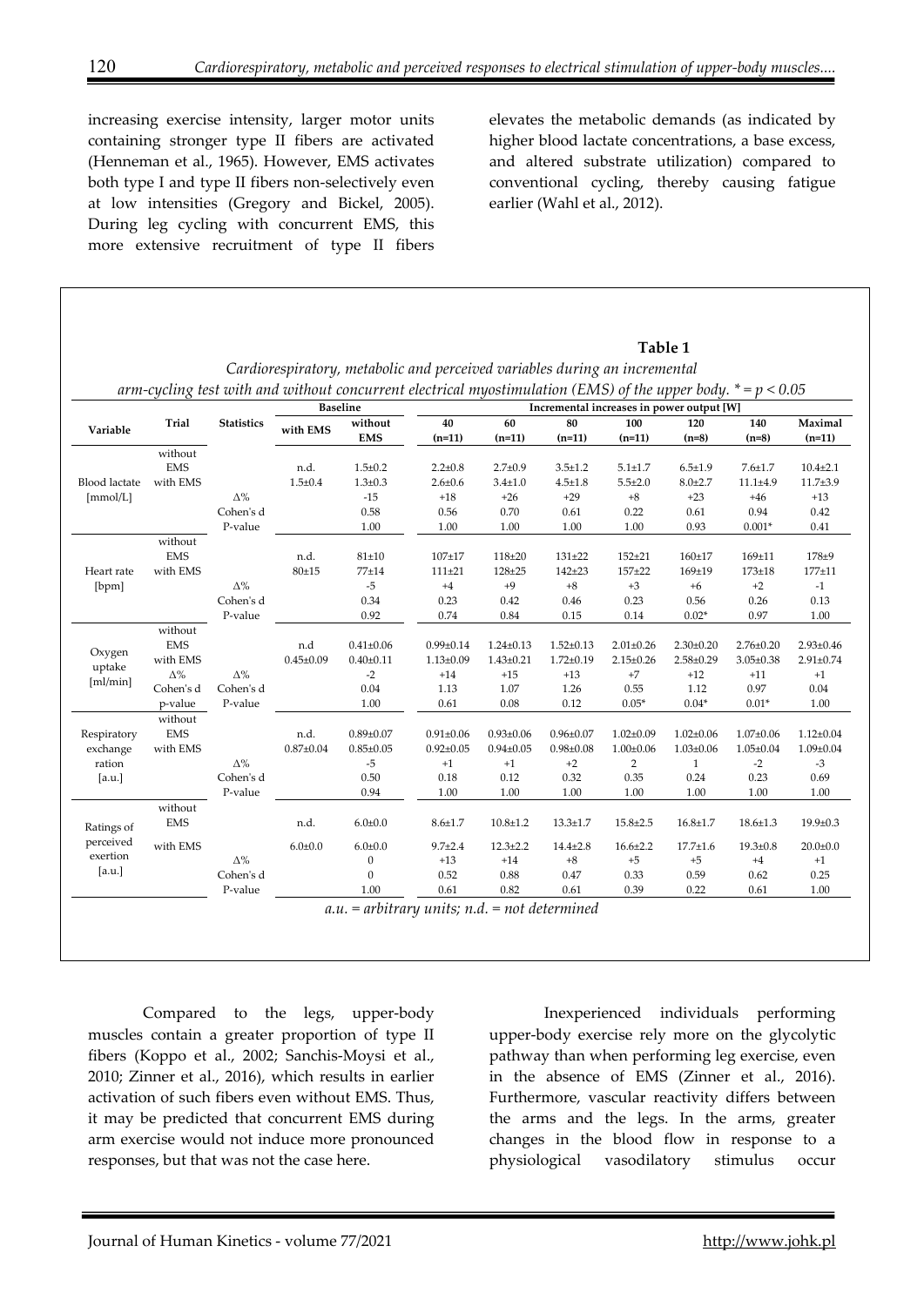increasing exercise intensity, larger motor units containing stronger type II fibers are activated (Henneman et al., 1965). However, EMS activates both type I and type II fibers non-selectively even at low intensities (Gregory and Bickel, 2005). During leg cycling with concurrent EMS, this more extensive recruitment of type II fibers elevates the metabolic demands (as indicated by higher blood lactate concentrations, a base excess, and altered substrate utilization) compared to conventional cycling, thereby causing fatigue earlier (Wahl et al., 2012).

**Table 1**

*Cardiorespiratory, metabolic and perceived variables during an incremental arm-cycling test with and without concurrent electrical myostimulation (EMS) of the upper body. * = p < 0.05*

| Variable | Trial | Statistics | Baseline | | Incremental increases in power output [W] | | | | | | |
|---|---|---|---|---|---|---|---|---|---|---|---|
| | | | with EMS | without EMS | 40 (n=11) | 60 (n=11) | 80 (n=11) | 100 (n=11) | 120 (n=8) | 140 (n=8) | Maximal (n=11) |
| Blood lactate [mmol/L] | without EMS | | n.d. | 1.5±0.2 | 2.2±0.8 | 2.7±0.9 | 3.5±1.2 | 5.1±1.7 | 6.5±1.9 | 7.6±1.7 | 10.4±2.1 |
| | with EMS | | 1.5±0.4 | 1.3±0.3 | 2.6±0.6 | 3.4±1.0 | 4.5±1.8 | 5.5±2.0 | 8.0±2.7 | 11.1±4.9 | 11.7±3.9 |
| | | Δ% | | -15 | +18 | +26 | +29 | +8 | +23 | +46 | +13 |
| | | Cohen's d | | 0.58 | 0.56 | 0.70 | 0.61 | 0.22 | 0.61 | 0.94 | 0.42 |
| | | P-value | | 1.00 | 1.00 | 1.00 | 1.00 | 1.00 | 0.93 | 0.001* | 0.41 |
| Heart rate [bpm] | without EMS | | n.d. | 81±10 | 107±17 | 118±20 | 131±22 | 152±21 | 160±17 | 169±11 | 178±9 |
| | with EMS | | 80±15 | 77±14 | 111±21 | 128±25 | 142±23 | 157±22 | 169±19 | 173±18 | 177±11 |
| | | Δ% | | -5 | +4 | +9 | +8 | +3 | +6 | +2 | -1 |
| | | Cohen's d | | 0.34 | 0.23 | 0.42 | 0.46 | 0.23 | 0.56 | 0.26 | 0.13 |
| | | P-value | | 0.92 | 0.74 | 0.84 | 0.15 | 0.14 | 0.02* | 0.97 | 1.00 |
| Oxygen uptake [ml/min] | without EMS | | n.d | 0.41±0.06 | 0.99±0.14 | 1.24±0.13 | 1.52±0.13 | 2.01±0.26 | 2.30±0.20 | 2.76±0.20 | 2.93±0.46 |
| | with EMS | | 0.45±0.09 | 0.40±0.11 | 1.13±0.09 | 1.43±0.21 | 1.72±0.19 | 2.15±0.26 | 2.58±0.29 | 3.05±0.38 | 2.91±0.74 |
| | Δ% | Δ% | | -2 | +14 | +15 | +13 | +7 | +12 | +11 | +1 |
| | Cohen's d | Cohen's d | | 0.04 | 1.13 | 1.07 | 1.26 | 0.55 | 1.12 | 0.97 | 0.04 |
| | p-value | P-value | | 1.00 | 0.61 | 0.08 | 0.12 | 0.05* | 0.04* | 0.01* | 1.00 |
| Respiratory exchange ration [a.u.] | without EMS | | n.d. | 0.89±0.07 | 0.91±0.06 | 0.93±0.06 | 0.96±0.07 | 1.02±0.09 | 1.02±0.06 | 1.07±0.06 | 1.12±0.04 |
| | with EMS | | 0.87±0.04 | 0.85±0.05 | 0.92±0.05 | 0.94±0.05 | 0.98±0.08 | 1.00±0.06 | 1.03±0.06 | 1.05±0.04 | 1.09±0.04 |
| | | Δ% | | -5 | +1 | +1 | +2 | 2 | 1 | -2 | -3 |
| | | Cohen's d | | 0.50 | 0.18 | 0.12 | 0.32 | 0.35 | 0.24 | 0.23 | 0.69 |
| | | P-value | | 0.94 | 1.00 | 1.00 | 1.00 | 1.00 | 1.00 | 1.00 | 1.00 |
| Ratings of perceived exertion [a.u.] | without EMS | | n.d. | 6.0±0.0 | 8.6±1.7 | 10.8±1.2 | 13.3±1.7 | 15.8±2.5 | 16.8±1.7 | 18.6±1.3 | 19.9±0.3 |
| | with EMS | | 6.0±0.0 | 6.0±0.0 | 9.7±2.4 | 12.3±2.2 | 14.4±2.8 | 16.6±2.2 | 17.7±1.6 | 19.3±0.8 | 20.0±0.0 |
| | | Δ% | | 0 | +13 | +14 | +8 | +5 | +5 | +4 | +1 |
| | | Cohen's d | | 0 | 0.52 | 0.88 | 0.47 | 0.33 | 0.59 | 0.62 | 0.25 |
| | | P-value | | 1.00 | 0.61 | 0.82 | 0.61 | 0.39 | 0.22 | 0.61 | 1.00 |

*a.u. = arbitrary units; n.d. = not determined*

Compared to the legs, upper-body muscles contain a greater proportion of type II fibers (Koppo et al., 2002; Sanchis-Moysi et al., 2010; Zinner et al., 2016), which results in earlier activation of such fibers even without EMS. Thus, it may be predicted that concurrent EMS during arm exercise would not induce more pronounced responses, but that was not the case here.

Inexperienced individuals performing upper-body exercise rely more on the glycolytic pathway than when performing leg exercise, even in the absence of EMS (Zinner et al., 2016). Furthermore, vascular reactivity differs between the arms and the legs. In the arms, greater changes in the blood flow in response to a physiological vasodilatory stimulus occur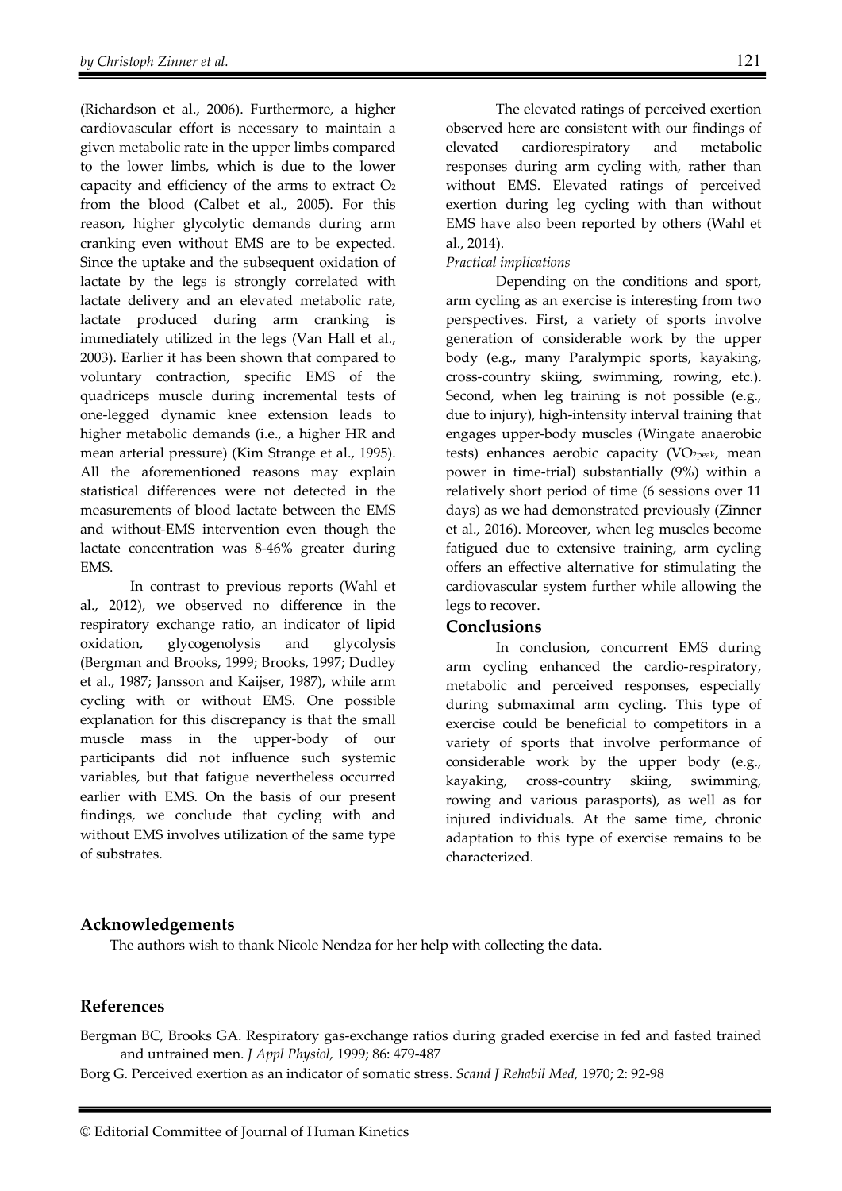(Richardson et al., 2006). Furthermore, a higher cardiovascular effort is necessary to maintain a given metabolic rate in the upper limbs compared to the lower limbs, which is due to the lower capacity and efficiency of the arms to extract $O_2$ from the blood (Calbet et al., 2005). For this reason, higher glycolytic demands during arm cranking even without EMS are to be expected. Since the uptake and the subsequent oxidation of lactate by the legs is strongly correlated with lactate delivery and an elevated metabolic rate, lactate produced during arm cranking is immediately utilized in the legs (Van Hall et al., 2003). Earlier it has been shown that compared to voluntary contraction, specific EMS of the quadriceps muscle during incremental tests of one-legged dynamic knee extension leads to higher metabolic demands (i.e., a higher HR and mean arterial pressure) (Kim Strange et al., 1995). All the aforementioned reasons may explain statistical differences were not detected in the measurements of blood lactate between the EMS and without-EMS intervention even though the lactate concentration was 8-46% greater during EMS.

In contrast to previous reports (Wahl et al., 2012), we observed no difference in the respiratory exchange ratio, an indicator of lipid oxidation, glycogenolysis and glycolysis (Bergman and Brooks, 1999; Brooks, 1997; Dudley et al., 1987; Jansson and Kaijser, 1987), while arm cycling with or without EMS. One possible explanation for this discrepancy is that the small muscle mass in the upper-body of our participants did not influence such systemic variables, but that fatigue nevertheless occurred earlier with EMS. On the basis of our present findings, we conclude that cycling with and without EMS involves utilization of the same type of substrates.

The elevated ratings of perceived exertion observed here are consistent with our findings of elevated cardiorespiratory and metabolic responses during arm cycling with, rather than without EMS. Elevated ratings of perceived exertion during leg cycling with than without EMS have also been reported by others (Wahl et al., 2014).

*Practical implications*

Depending on the conditions and sport, arm cycling as an exercise is interesting from two perspectives. First, a variety of sports involve generation of considerable work by the upper body (e.g., many Paralympic sports, kayaking, cross-country skiing, swimming, rowing, etc.). Second, when leg training is not possible (e.g., due to injury), high-intensity interval training that engages upper-body muscles (Wingate anaerobic tests) enhances aerobic capacity ($VO_{2peak}$, mean power in time-trial) substantially (9%) within a relatively short period of time (6 sessions over 11 days) as we had demonstrated previously (Zinner et al., 2016). Moreover, when leg muscles become fatigued due to extensive training, arm cycling offers an effective alternative for stimulating the cardiovascular system further while allowing the legs to recover.

## Conclusions

In conclusion, concurrent EMS during arm cycling enhanced the cardio-respiratory, metabolic and perceived responses, especially during submaximal arm cycling. This type of exercise could be beneficial to competitors in a variety of sports that involve performance of considerable work by the upper body (e.g., kayaking, cross-country skiing, swimming, rowing and various parasports), as well as for injured individuals. At the same time, chronic adaptation to this type of exercise remains to be characterized.

## Acknowledgements

The authors wish to thank Nicole Nendza for her help with collecting the data.

## References

Bergman BC, Brooks GA. Respiratory gas-exchange ratios during graded exercise in fed and fasted trained and untrained men. *J Appl Physiol,* 1999; 86: 479-487

Borg G. Perceived exertion as an indicator of somatic stress. *Scand J Rehabil Med,* 1970; 2: 92-98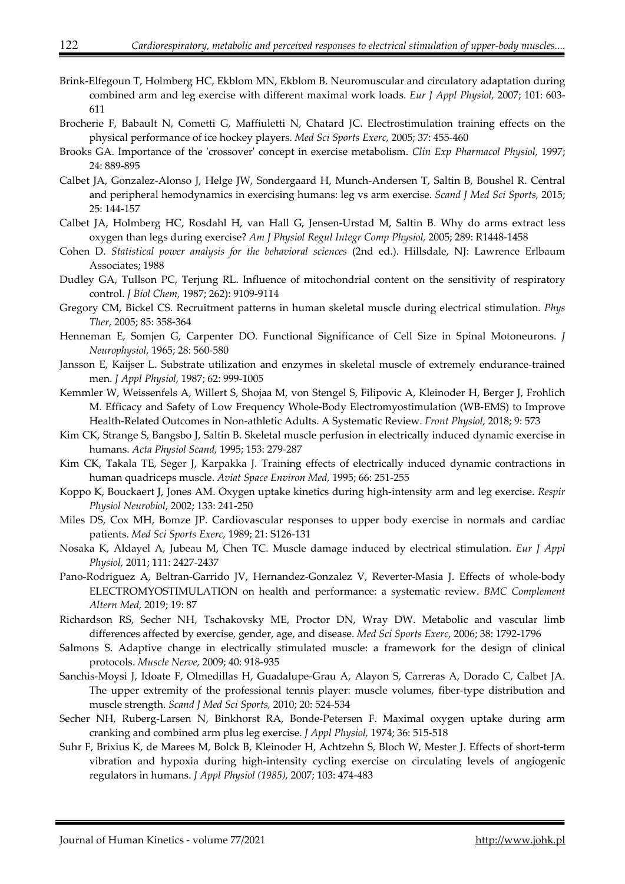Brink-Elfegoun T, Holmberg HC, Ekblom MN, Ekblom B. Neuromuscular and circulatory adaptation during combined arm and leg exercise with different maximal work loads. *Eur J Appl Physiol,* 2007; 101: 603-611

Brocherie F, Babault N, Cometti G, Maffiuletti N, Chatard JC. Electrostimulation training effects on the physical performance of ice hockey players. *Med Sci Sports Exerc,* 2005; 37: 455-460

Brooks GA. Importance of the 'crossover' concept in exercise metabolism. *Clin Exp Pharmacol Physiol,* 1997; 24: 889-895

Calbet JA, Gonzalez-Alonso J, Helge JW, Sondergaard H, Munch-Andersen T, Saltin B, Boushel R. Central and peripheral hemodynamics in exercising humans: leg vs arm exercise. *Scand J Med Sci Sports,* 2015; 25: 144-157

Calbet JA, Holmberg HC, Rosdahl H, van Hall G, Jensen-Urstad M, Saltin B. Why do arms extract less oxygen than legs during exercise? *Am J Physiol Regul Integr Comp Physiol,* 2005; 289: R1448-1458

Cohen D. *Statistical power analysis for the behavioral sciences* (2nd ed.). Hillsdale, NJ: Lawrence Erlbaum Associates; 1988

Dudley GA, Tullson PC, Terjung RL. Influence of mitochondrial content on the sensitivity of respiratory control. *J Biol Chem,* 1987; 262): 9109-9114

Gregory CM, Bickel CS. Recruitment patterns in human skeletal muscle during electrical stimulation. *Phys Ther,* 2005; 85: 358-364

Henneman E, Somjen G, Carpenter DO. Functional Significance of Cell Size in Spinal Motoneurons. *J Neurophysiol,* 1965; 28: 560-580

Jansson E, Kaijser L. Substrate utilization and enzymes in skeletal muscle of extremely endurance-trained men. *J Appl Physiol,* 1987; 62: 999-1005

Kemmler W, Weissenfels A, Willert S, Shojaa M, von Stengel S, Filipovic A, Kleinoder H, Berger J, Frohlich M. Efficacy and Safety of Low Frequency Whole-Body Electromyostimulation (WB-EMS) to Improve Health-Related Outcomes in Non-athletic Adults. A Systematic Review. *Front Physiol,* 2018; 9: 573

Kim CK, Strange S, Bangsbo J, Saltin B. Skeletal muscle perfusion in electrically induced dynamic exercise in humans. *Acta Physiol Scand,* 1995; 153: 279-287

Kim CK, Takala TE, Seger J, Karpakka J. Training effects of electrically induced dynamic contractions in human quadriceps muscle. *Aviat Space Environ Med,* 1995; 66: 251-255

Koppo K, Bouckaert J, Jones AM. Oxygen uptake kinetics during high-intensity arm and leg exercise. *Respir Physiol Neurobiol,* 2002; 133: 241-250

Miles DS, Cox MH, Bomze JP. Cardiovascular responses to upper body exercise in normals and cardiac patients. *Med Sci Sports Exerc,* 1989; 21: S126-131

Nosaka K, Aldayel A, Jubeau M, Chen TC. Muscle damage induced by electrical stimulation. *Eur J Appl Physiol,* 2011; 111: 2427-2437

Pano-Rodriguez A, Beltran-Garrido JV, Hernandez-Gonzalez V, Reverter-Masia J. Effects of whole-body ELECTROMYOSTIMULATION on health and performance: a systematic review. *BMC Complement Altern Med,* 2019; 19: 87

Richardson RS, Secher NH, Tschakovsky ME, Proctor DN, Wray DW. Metabolic and vascular limb differences affected by exercise, gender, age, and disease. *Med Sci Sports Exerc,* 2006; 38: 1792-1796

Salmons S. Adaptive change in electrically stimulated muscle: a framework for the design of clinical protocols. *Muscle Nerve,* 2009; 40: 918-935

Sanchis-Moysi J, Idoate F, Olmedillas H, Guadalupe-Grau A, Alayon S, Carreras A, Dorado C, Calbet JA. The upper extremity of the professional tennis player: muscle volumes, fiber-type distribution and muscle strength. *Scand J Med Sci Sports,* 2010; 20: 524-534

Secher NH, Ruberg-Larsen N, Binkhorst RA, Bonde-Petersen F. Maximal oxygen uptake during arm cranking and combined arm plus leg exercise. *J Appl Physiol,* 1974; 36: 515-518

Suhr F, Brixius K, de Marees M, Bolck B, Kleinoder H, Achtzehn S, Bloch W, Mester J. Effects of short-term vibration and hypoxia during high-intensity cycling exercise on circulating levels of angiogenic regulators in humans. *J Appl Physiol (1985),* 2007; 103: 474-483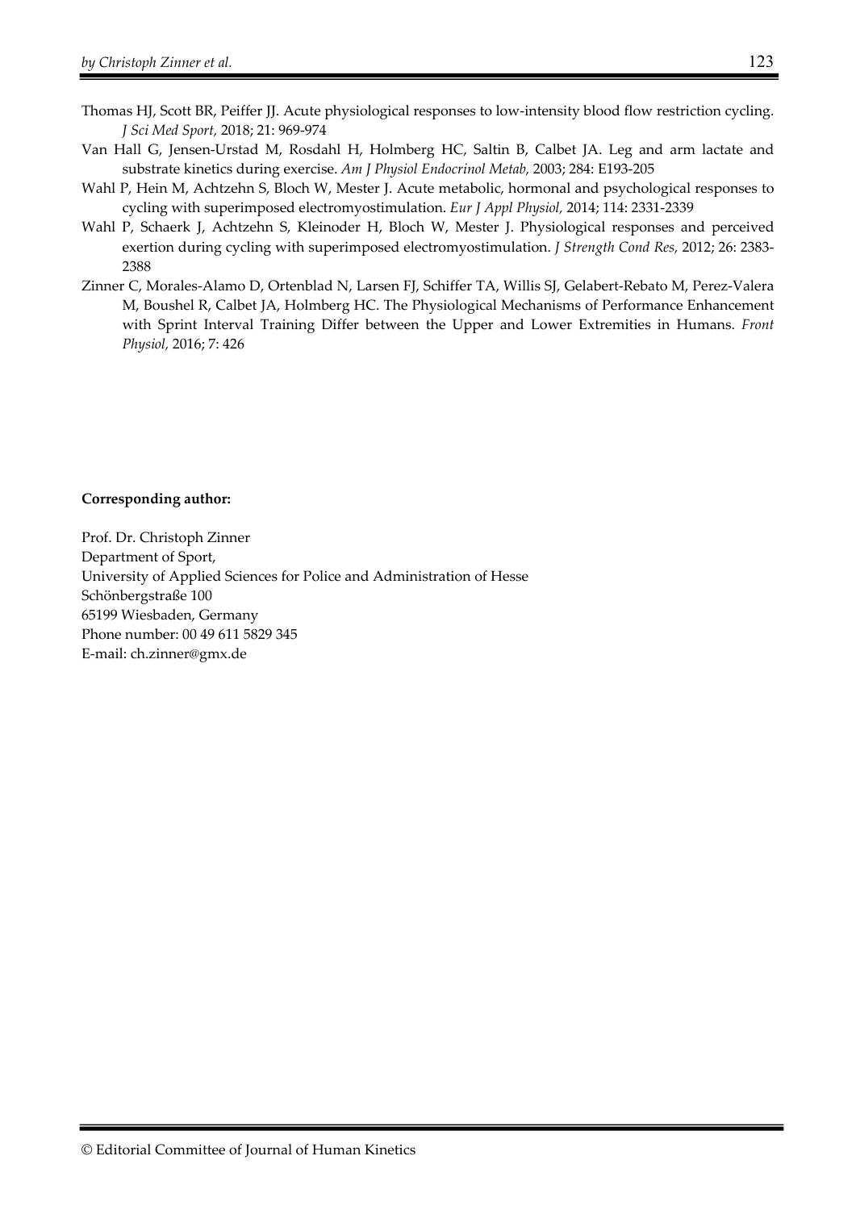Thomas HJ, Scott BR, Peiffer JJ. Acute physiological responses to low-intensity blood flow restriction cycling. *J Sci Med Sport,* 2018; 21: 969-974

Van Hall G, Jensen-Urstad M, Rosdahl H, Holmberg HC, Saltin B, Calbet JA. Leg and arm lactate and substrate kinetics during exercise. *Am J Physiol Endocrinol Metab,* 2003; 284: E193-205

Wahl P, Hein M, Achtzehn S, Bloch W, Mester J. Acute metabolic, hormonal and psychological responses to cycling with superimposed electromyostimulation. *Eur J Appl Physiol,* 2014; 114: 2331-2339

Wahl P, Schaerk J, Achtzehn S, Kleinoder H, Bloch W, Mester J. Physiological responses and perceived exertion during cycling with superimposed electromyostimulation. *J Strength Cond Res,* 2012; 26: 2383-2388

Zinner C, Morales-Alamo D, Ortenblad N, Larsen FJ, Schiffer TA, Willis SJ, Gelabert-Rebato M, Perez-Valera M, Boushel R, Calbet JA, Holmberg HC. The Physiological Mechanisms of Performance Enhancement with Sprint Interval Training Differ between the Upper and Lower Extremities in Humans. *Front Physiol,* 2016; 7: 426

**Corresponding author:**

Prof. Dr. Christoph Zinner
Department of Sport,
University of Applied Sciences for Police and Administration of Hesse
Schönbergstraße 100
65199 Wiesbaden, Germany
Phone number: 00 49 611 5829 345
E-mail: ch.zinner@gmx.de